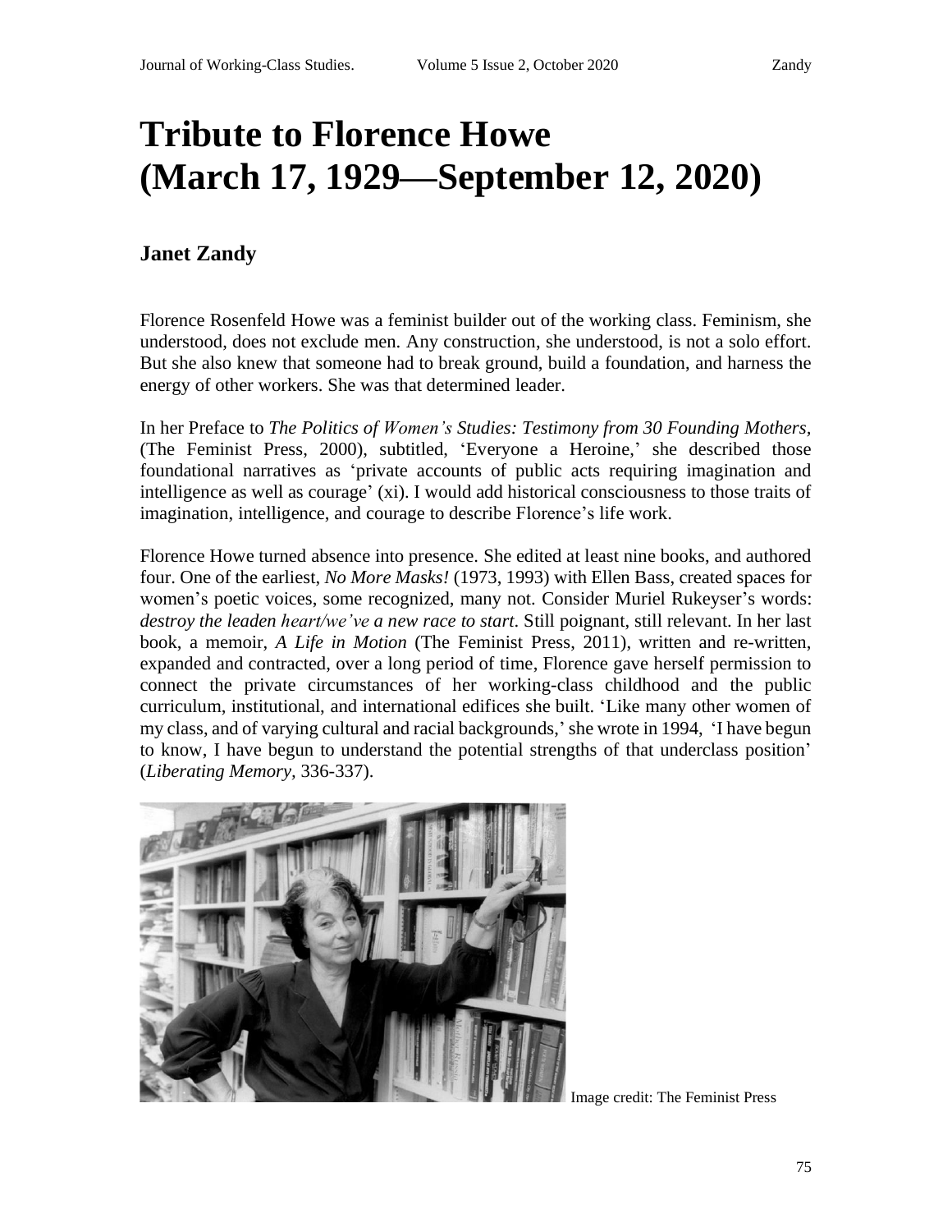# Tribute to Florence Howe (March 17, 1929—September 12, 2020)

## Janet Zandy

Florence Rosenfeld Howe was a feminist builder out of the working class. Feminism, she understood, does not exclude men. Any construction, she understood, is not a solo effort. But she also knew that someone had to break ground, build a foundation, and harness the energy of other workers. She was that determined leader.

In her Preface to *The Politics of Women's Studies: Testimony from 30 Founding Mothers*, (The Feminist Press, 2000), subtitled, 'Everyone a Heroine,' she described those foundational narratives as 'private accounts of public acts requiring imagination and intelligence as well as courage' (xi). I would add historical consciousness to those traits of imagination, intelligence, and courage to describe Florence's life work.

Florence Howe turned absence into presence. She edited at least nine books, and authored four. One of the earliest, *No More Masks!* (1973, 1993) with Ellen Bass, created spaces for women's poetic voices, some recognized, many not. Consider Muriel Rukeyser's words: *destroy the leaden heart/we've a new race to start*. Still poignant, still relevant. In her last book, a memoir, *A Life in Motion* (The Feminist Press, 2011), written and re-written, expanded and contracted, over a long period of time, Florence gave herself permission to connect the private circumstances of her working-class childhood and the public curriculum, institutional, and international edifices she built. 'Like many other women of my class, and of varying cultural and racial backgrounds,' she wrote in 1994, 'I have begun to know, I have begun to understand the potential strengths of that underclass position' (*Liberating Memory*, 336-337).

Image credit: The Feminist Press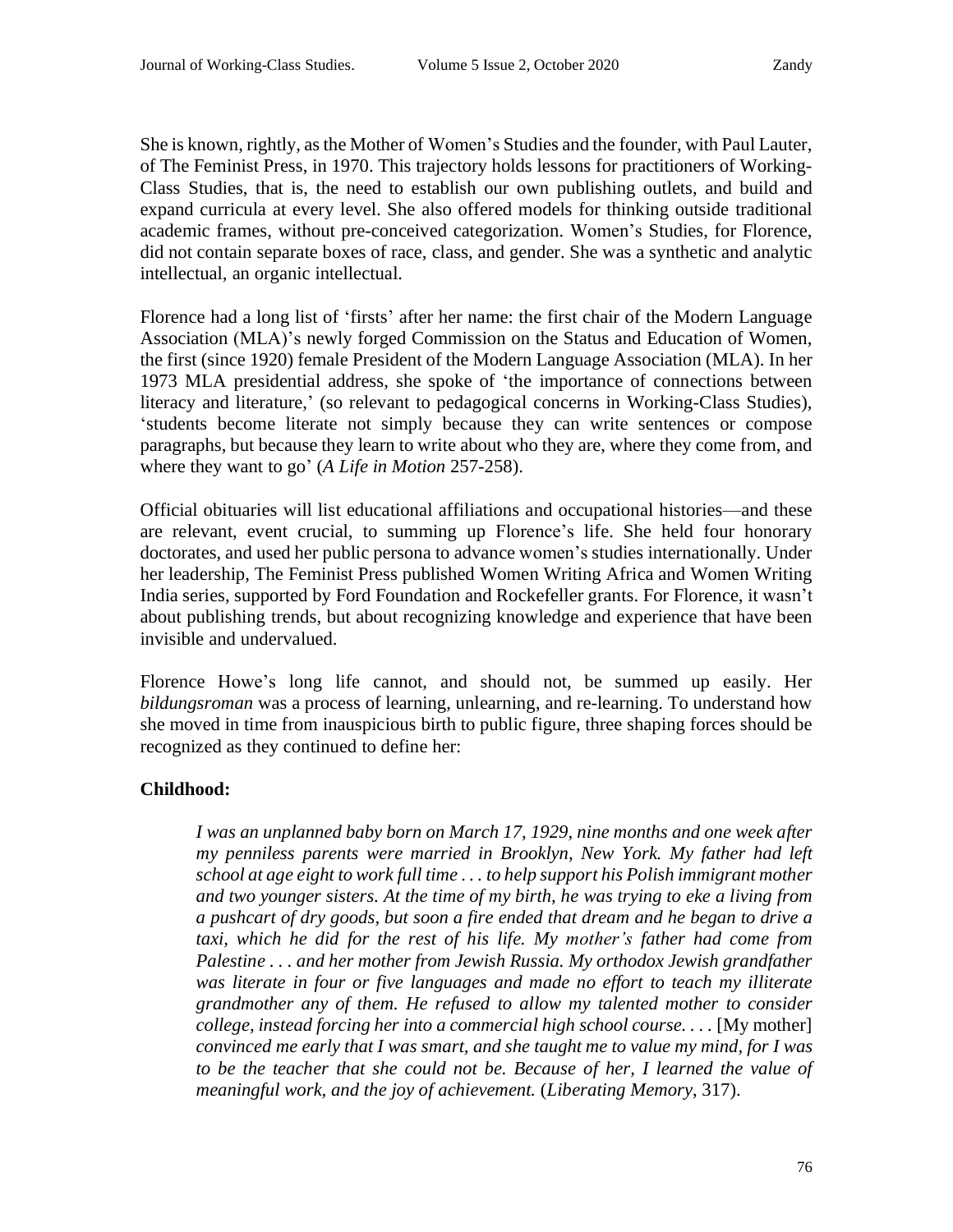She is known, rightly, as the Mother of Women's Studies and the founder, with Paul Lauter, of The Feminist Press, in 1970. This trajectory holds lessons for practitioners of Working-Class Studies, that is, the need to establish our own publishing outlets, and build and expand curricula at every level. She also offered models for thinking outside traditional academic frames, without pre-conceived categorization. Women's Studies, for Florence, did not contain separate boxes of race, class, and gender. She was a synthetic and analytic intellectual, an organic intellectual.

Florence had a long list of 'firsts' after her name: the first chair of the Modern Language Association (MLA)'s newly forged Commission on the Status and Education of Women, the first (since 1920) female President of the Modern Language Association (MLA). In her 1973 MLA presidential address, she spoke of 'the importance of connections between literacy and literature,' (so relevant to pedagogical concerns in Working-Class Studies), 'students become literate not simply because they can write sentences or compose paragraphs, but because they learn to write about who they are, where they come from, and where they want to go' (*A Life in Motion* 257-258).

Official obituaries will list educational affiliations and occupational histories—and these are relevant, event crucial, to summing up Florence's life. She held four honorary doctorates, and used her public persona to advance women's studies internationally. Under her leadership, The Feminist Press published Women Writing Africa and Women Writing India series, supported by Ford Foundation and Rockefeller grants. For Florence, it wasn't about publishing trends, but about recognizing knowledge and experience that have been invisible and undervalued.

Florence Howe's long life cannot, and should not, be summed up easily. Her *bildungsroman* was a process of learning, unlearning, and re-learning. To understand how she moved in time from inauspicious birth to public figure, three shaping forces should be recognized as they continued to define her:

**Childhood:**

> *I was an unplanned baby born on March 17, 1929, nine months and one week after my penniless parents were married in Brooklyn, New York. My father had left school at age eight to work full time . . . to help support his Polish immigrant mother and two younger sisters. At the time of my birth, he was trying to eke a living from a pushcart of dry goods, but soon a fire ended that dream and he began to drive a taxi, which he did for the rest of his life. My mother's father had come from Palestine . . . and her mother from Jewish Russia. My orthodox Jewish grandfather was literate in four or five languages and made no effort to teach my illiterate grandmother any of them. He refused to allow my talented mother to consider college, instead forcing her into a commercial high school course. . . .* [My mother] *convinced me early that I was smart, and she taught me to value my mind, for I was to be the teacher that she could not be. Because of her, I learned the value of meaningful work, and the joy of achievement.* (*Liberating Memory*, 317).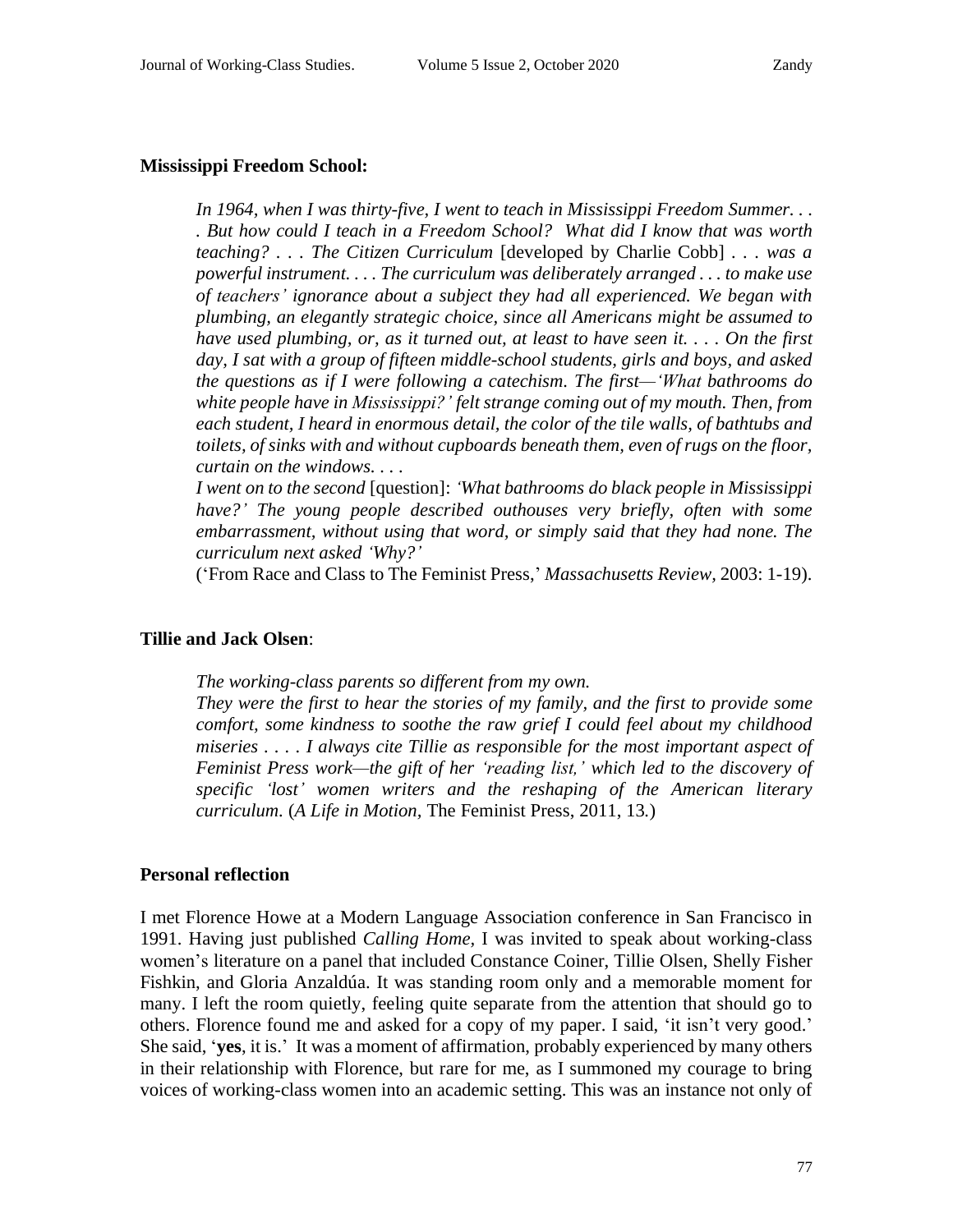**Mississippi Freedom School:**

> *In 1964, when I was thirty-five, I went to teach in Mississippi Freedom Summer. . . . But how could I teach in a Freedom School? What did I know that was worth teaching? . . . The Citizen Curriculum* [developed by Charlie Cobb] *. . . was a powerful instrument. . . . The curriculum was deliberately arranged . . . to make use of teachers' ignorance about a subject they had all experienced. We began with plumbing, an elegantly strategic choice, since all Americans might be assumed to have used plumbing, or, as it turned out, at least to have seen it. . . . On the first day, I sat with a group of fifteen middle-school students, girls and boys, and asked the questions as if I were following a catechism. The first—'What bathrooms do white people have in Mississippi?' felt strange coming out of my mouth. Then, from each student, I heard in enormous detail, the color of the tile walls, of bathtubs and toilets, of sinks with and without cupboards beneath them, even of rugs on the floor, curtain on the windows. . . .*
>
> *I went on to the second* [question]: *'What bathrooms do black people in Mississippi have?' The young people described outhouses very briefly, often with some embarrassment, without using that word, or simply said that they had none. The curriculum next asked 'Why?'*
>
> ('From Race and Class to The Feminist Press,' *Massachusetts Review*, 2003: 1-19).

**Tillie and Jack Olsen**:

> *The working-class parents so different from my own.*
>
> *They were the first to hear the stories of my family, and the first to provide some comfort, some kindness to soothe the raw grief I could feel about my childhood miseries . . . . I always cite Tillie as responsible for the most important aspect of Feminist Press work—the gift of her 'reading list,' which led to the discovery of specific 'lost' women writers and the reshaping of the American literary curriculum.* (*A Life in Motion,* The Feminist Press, 2011, 13.)

**Personal reflection**

I met Florence Howe at a Modern Language Association conference in San Francisco in 1991. Having just published *Calling Home*, I was invited to speak about working-class women's literature on a panel that included Constance Coiner, Tillie Olsen, Shelly Fisher Fishkin, and Gloria Anzaldúa. It was standing room only and a memorable moment for many. I left the room quietly, feeling quite separate from the attention that should go to others. Florence found me and asked for a copy of my paper. I said, 'it isn't very good.' She said, '**yes**, it is.' It was a moment of affirmation, probably experienced by many others in their relationship with Florence, but rare for me, as I summoned my courage to bring voices of working-class women into an academic setting. This was an instance not only of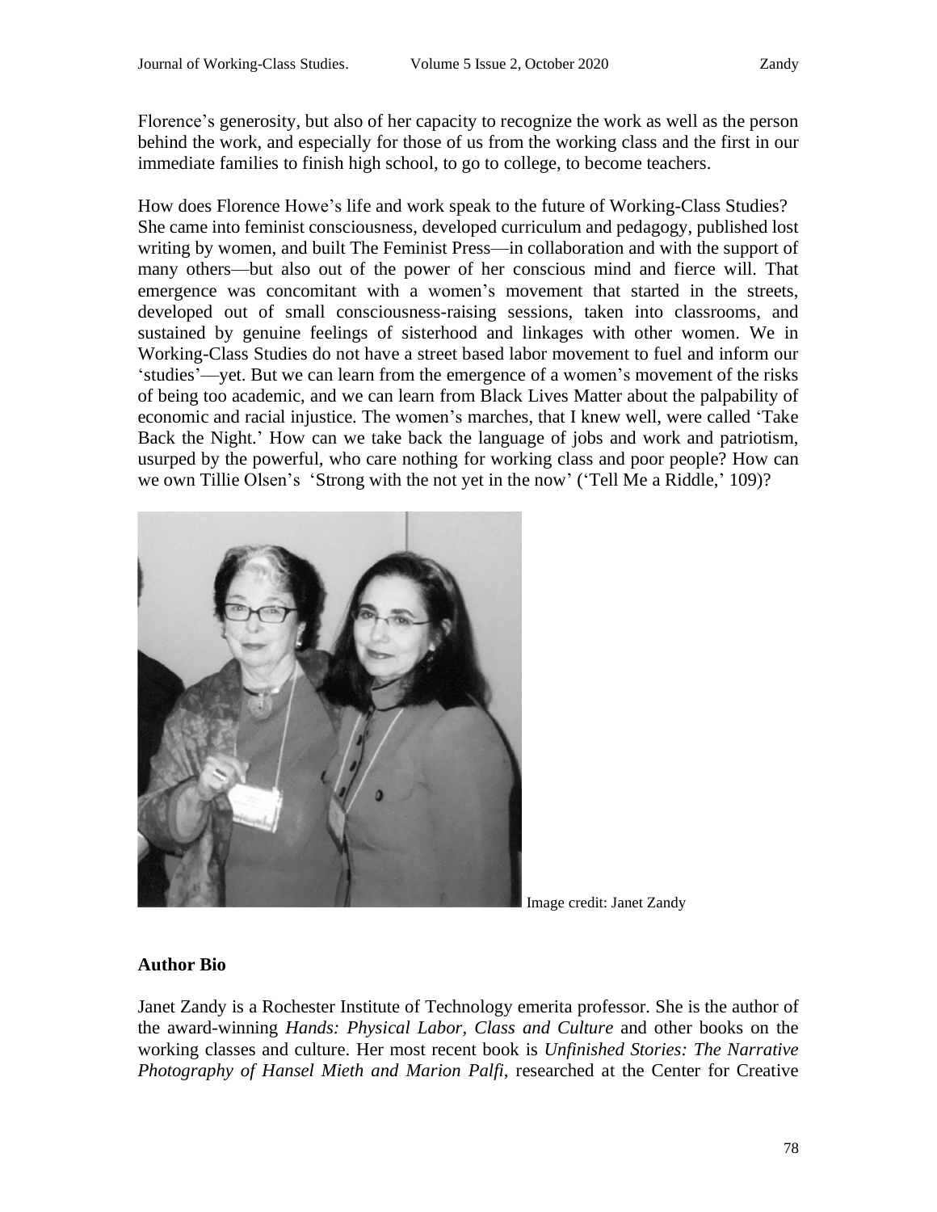Florence's generosity, but also of her capacity to recognize the work as well as the person behind the work, and especially for those of us from the working class and the first in our immediate families to finish high school, to go to college, to become teachers.

How does Florence Howe's life and work speak to the future of Working-Class Studies? She came into feminist consciousness, developed curriculum and pedagogy, published lost writing by women, and built The Feminist Press—in collaboration and with the support of many others—but also out of the power of her conscious mind and fierce will. That emergence was concomitant with a women's movement that started in the streets, developed out of small consciousness-raising sessions, taken into classrooms, and sustained by genuine feelings of sisterhood and linkages with other women. We in Working-Class Studies do not have a street based labor movement to fuel and inform our 'studies'—yet. But we can learn from the emergence of a women's movement of the risks of being too academic, and we can learn from Black Lives Matter about the palpability of economic and racial injustice. The women's marches, that I knew well, were called 'Take Back the Night.' How can we take back the language of jobs and work and patriotism, usurped by the powerful, who care nothing for working class and poor people? How can we own Tillie Olsen's 'Strong with the not yet in the now' ('Tell Me a Riddle,' 109)?

Image credit: Janet Zandy

## Author Bio

Janet Zandy is a Rochester Institute of Technology emerita professor. She is the author of the award-winning *Hands: Physical Labor, Class and Culture* and other books on the working classes and culture. Her most recent book is *Unfinished Stories: The Narrative Photography of Hansel Mieth and Marion Palfi*, researched at the Center for Creative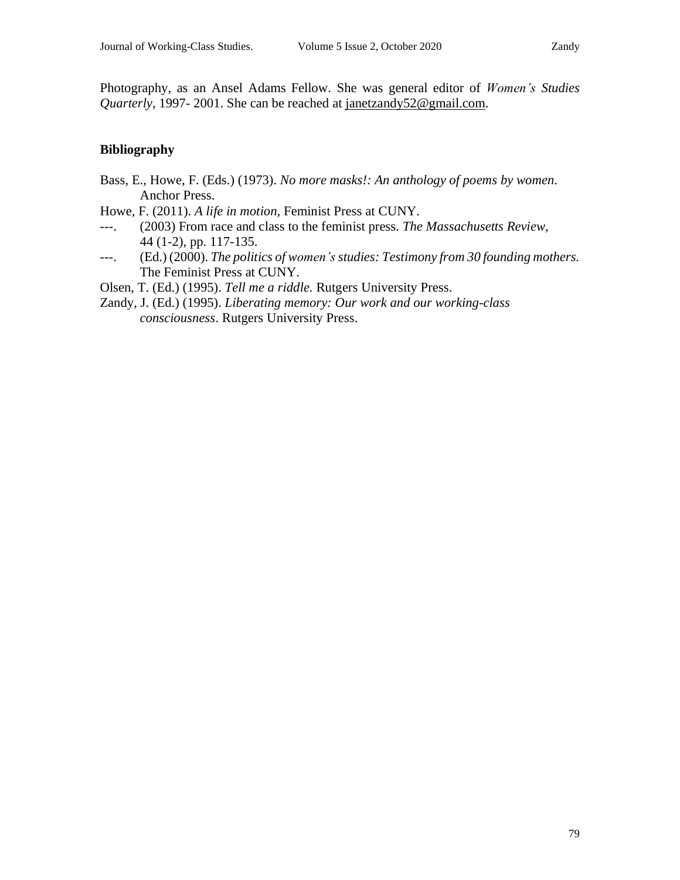Photography, as an Ansel Adams Fellow. She was general editor of *Women's Studies Quarterly*, 1997- 2001. She can be reached at janetzandy52@gmail.com.

## Bibliography

Bass, E., Howe, F. (Eds.) (1973). *No more masks!: An anthology of poems by women*. Anchor Press.

Howe, F. (2011). *A life in motion*, Feminist Press at CUNY.

---. (2003) From race and class to the feminist press. *The Massachusetts Review,* 44 (1-2), pp. 117-135.

---. (Ed.) (2000). *The politics of women's studies: Testimony from 30 founding mothers.* The Feminist Press at CUNY.

Olsen, T. (Ed.) (1995). *Tell me a riddle.* Rutgers University Press.

Zandy, J. (Ed.) (1995). *Liberating memory: Our work and our working-class consciousness*. Rutgers University Press.